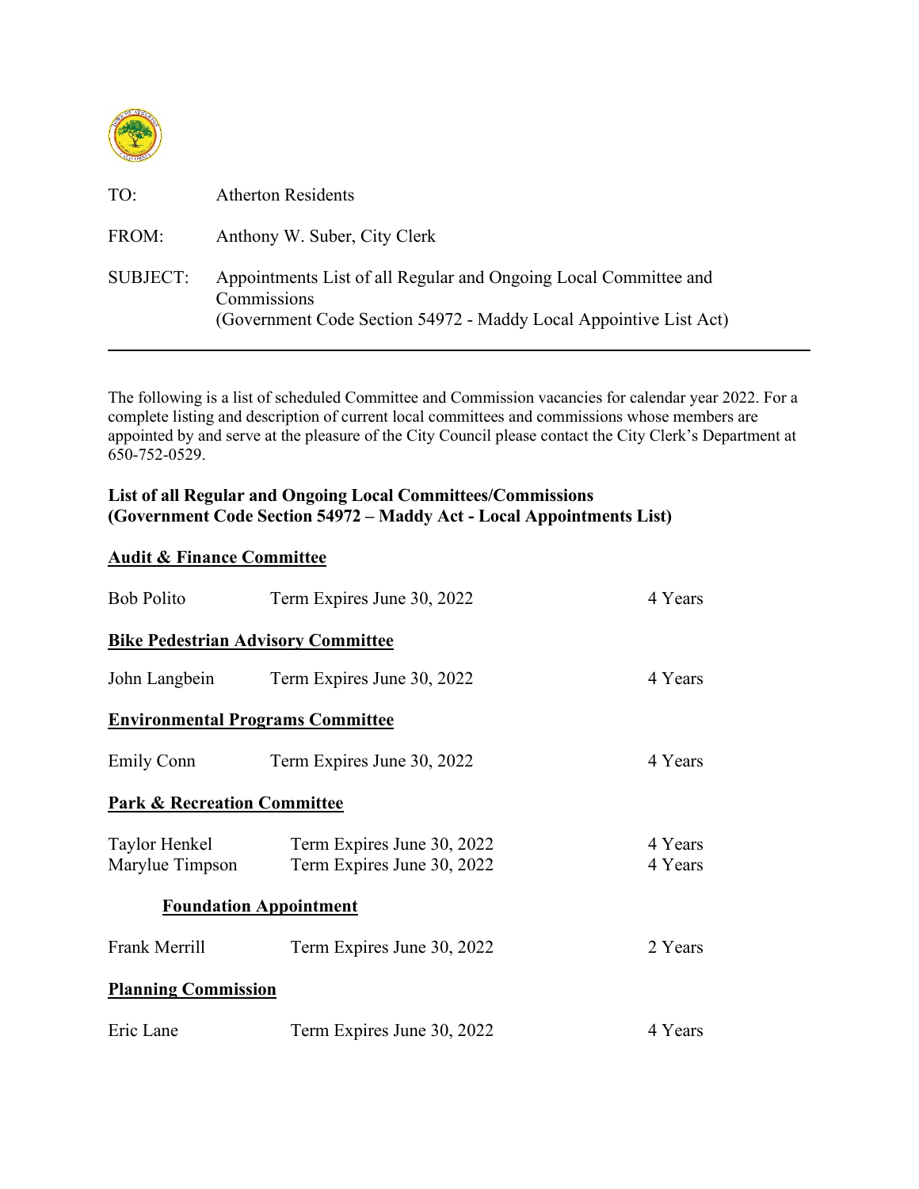TO: Atherton Residents

FROM: Anthony W. Suber, City Clerk

SUBJECT: Appointments List of all Regular and Ongoing Local Committee and Commissions (Government Code Section 54972 - Maddy Local Appoinitive List Act)

---

The following is a list of scheduled Committee and Commission vacancies for calendar year 2022. For a complete listing and description of current local committees and commissions whose members are appointed by and serve at the pleasure of the City Council please contact the City Clerk's Department at 650-752-0529.

**List of all Regular and Ongoing Local Committees/Commissions (Government Code Section 54972 – Maddy Act - Local Appointments List)**

**Audit & Finance Committee**

Bob Polito Term Expires June 30, 2022 4 Years

**Bike Pedestrian Advisory Committee**

John Langbein Term Expires June 30, 2022 4 Years

**Environmental Programs Committee**

Emily Conn Term Expires June 30, 2022 4 Years

**Park & Recreation Committee**

Taylor Henkel Term Expires June 30, 2022 4 Years
Marylue Timpson Term Expires June 30, 2022 4 Years

**Foundation Appointment**

Frank Merrill Term Expires June 30, 2022 2 Years

**Planning Commission**

Eric Lane Term Expires June 30, 2022 4 Years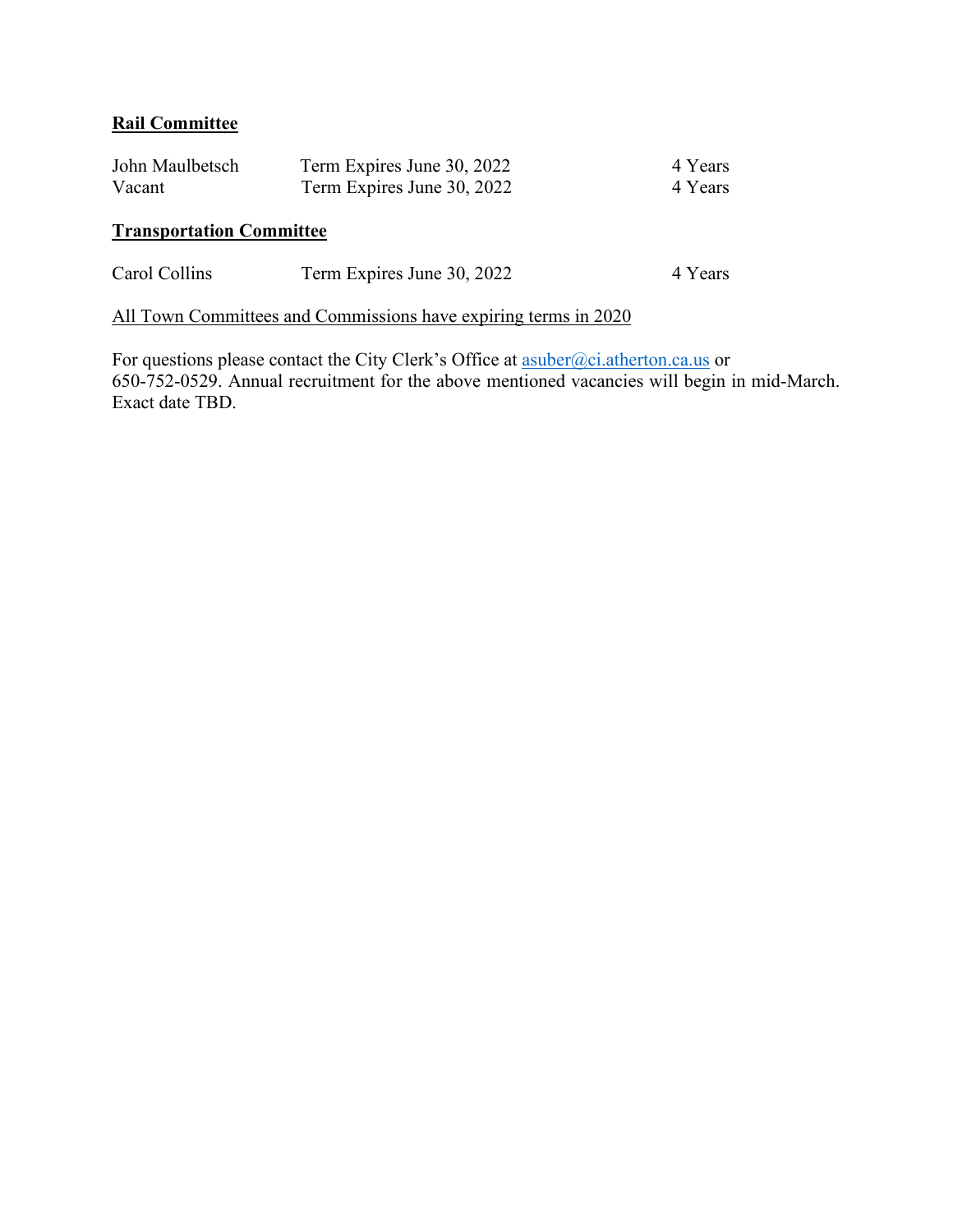**<u>Rail Committee</u>**

| | | |
|---|---|---|
| John Maulbetsch | Term Expires June 30, 2022 | 4 Years |
| Vacant | Term Expires June 30, 2022 | 4 Years |

**<u>Transportation Committee</u>**

| | | |
|---|---|---|
| Carol Collins | Term Expires June 30, 2022 | 4 Years |

<u>All Town Committees and Commissions have expiring terms in 2020</u>

For questions please contact the City Clerk's Office at asuber@ci.atherton.ca.us or 650-752-0529. Annual recruitment for the above mentioned vacancies will begin in mid-March. Exact date TBD.